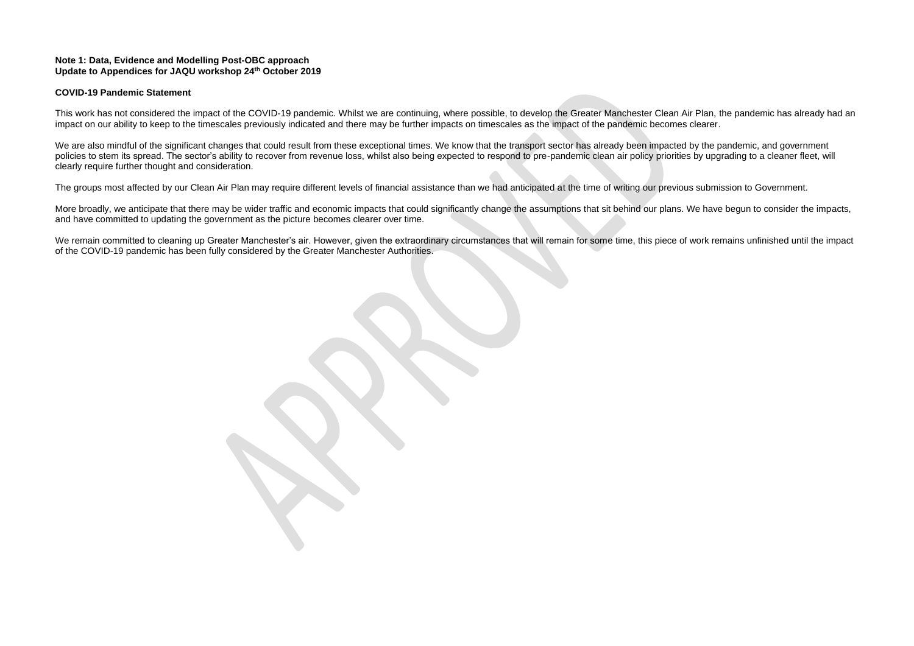**Note 1: Data, Evidence and Modelling Post-OBC approach**
**Update to Appendices for JAQU workshop 24th October 2019**

**COVID-19 Pandemic Statement**

This work has not considered the impact of the COVID-19 pandemic. Whilst we are continuing, where possible, to develop the Greater Manchester Clean Air Plan, the pandemic has already had an impact on our ability to keep to the timescales previously indicated and there may be further impacts on timescales as the impact of the pandemic becomes clearer.

We are also mindful of the significant changes that could result from these exceptional times. We know that the transport sector has already been impacted by the pandemic, and government policies to stem its spread. The sector's ability to recover from revenue loss, whilst also being expected to respond to pre-pandemic clean air policy priorities by upgrading to a cleaner fleet, will clearly require further thought and consideration.

The groups most affected by our Clean Air Plan may require different levels of financial assistance than we had anticipated at the time of writing our previous submission to Government.

More broadly, we anticipate that there may be wider traffic and economic impacts that could significantly change the assumptions that sit behind our plans. We have begun to consider the impacts, and have committed to updating the government as the picture becomes clearer over time.

We remain committed to cleaning up Greater Manchester's air. However, given the extraordinary circumstances that will remain for some time, this piece of work remains unfinished until the impact of the COVID-19 pandemic has been fully considered by the Greater Manchester Authorities.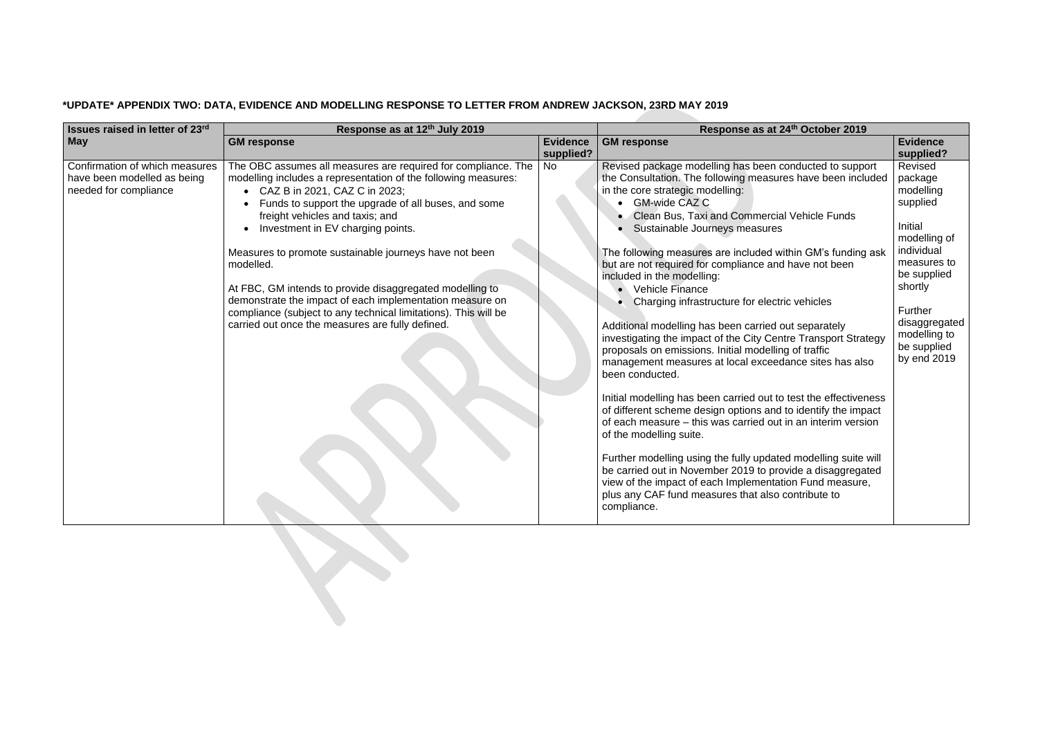**\*UPDATE\* APPENDIX TWO: DATA, EVIDENCE AND MODELLING RESPONSE TO LETTER FROM ANDREW JACKSON, 23RD MAY 2019**

| Issues raised in letter of 23rd May | Response as at 12th July 2019 | | Response as at 24th October 2019 | |
|---|---|---|---|---|
| | **GM response** | **Evidence supplied?** | **GM response** | **Evidence supplied?** |
| Confirmation of which measures have been modelled as being needed for compliance | The OBC assumes all measures are required for compliance. The modelling includes a representation of the following measures:<br>• CAZ B in 2021, CAZ C in 2023;<br>• Funds to support the upgrade of all buses, and some freight vehicles and taxis; and<br>• Investment in EV charging points.<br><br>Measures to promote sustainable journeys have not been modelled.<br><br>At FBC, GM intends to provide disaggregated modelling to demonstrate the impact of each implementation measure on compliance (subject to any technical limitations). This will be carried out once the measures are fully defined. | No | Revised package modelling has been conducted to support the Consultation. The following measures have been included in the core strategic modelling:<br>• GM-wide CAZ C<br>• Clean Bus, Taxi and Commercial Vehicle Funds<br>• Sustainable Journeys measures<br><br>The following measures are included within GM's funding ask but are not required for compliance and have not been included in the modelling:<br>• Vehicle Finance<br>• Charging infrastructure for electric vehicles<br><br>Additional modelling has been carried out separately investigating the impact of the City Centre Transport Strategy proposals on emissions. Initial modelling of traffic management measures at local exceedance sites has also been conducted.<br><br>Initial modelling has been carried out to test the effectiveness of different scheme design options and to identify the impact of each measure – this was carried out in an interim version of the modelling suite.<br><br>Further modelling using the fully updated modelling suite will be carried out in November 2019 to provide a disaggregated view of the impact of each Implementation Fund measure, plus any CAF fund measures that also contribute to compliance. | Revised package modelling supplied<br><br>Initial modelling of individual measures to be supplied shortly<br><br>Further disaggregated modelling to be supplied by end 2019 |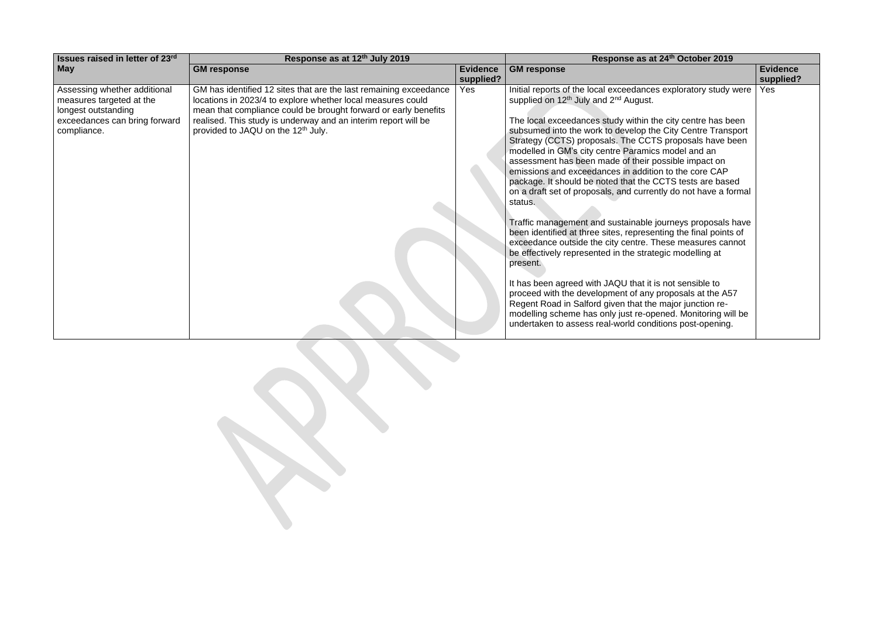| Issues raised in letter of 23rd May | Response as at 12th July 2019 | | Response as at 24th October 2019 | |
|---|---|---|---|---|
| | GM response | Evidence supplied? | GM response | Evidence supplied? |
| Assessing whether additional measures targeted at the longest outstanding exceedances can bring forward compliance. | GM has identified 12 sites that are the last remaining exceedance locations in 2023/4 to explore whether local measures could mean that compliance could be brought forward or early benefits realised. This study is underway and an interim report will be provided to JAQU on the 12th July. | Yes | Initial reports of the local exceedances exploratory study were supplied on 12th July and 2nd August.<br><br>The local exceedances study within the city centre has been subsumed into the work to develop the City Centre Transport Strategy (CCTS) proposals. The CCTS proposals have been modelled in GM's city centre Paramics model and an assessment has been made of their possible impact on emissions and exceedances in addition to the core CAP package. It should be noted that the CCTS tests are based on a draft set of proposals, and currently do not have a formal status.<br><br>Traffic management and sustainable journeys proposals have been identified at three sites, representing the final points of exceedance outside the city centre. These measures cannot be effectively represented in the strategic modelling at present.<br><br>It has been agreed with JAQU that it is not sensible to proceed with the development of any proposals at the A57 Regent Road in Salford given that the major junction re-modelling scheme has only just re-opened. Monitoring will be undertaken to assess real-world conditions post-opening. | Yes |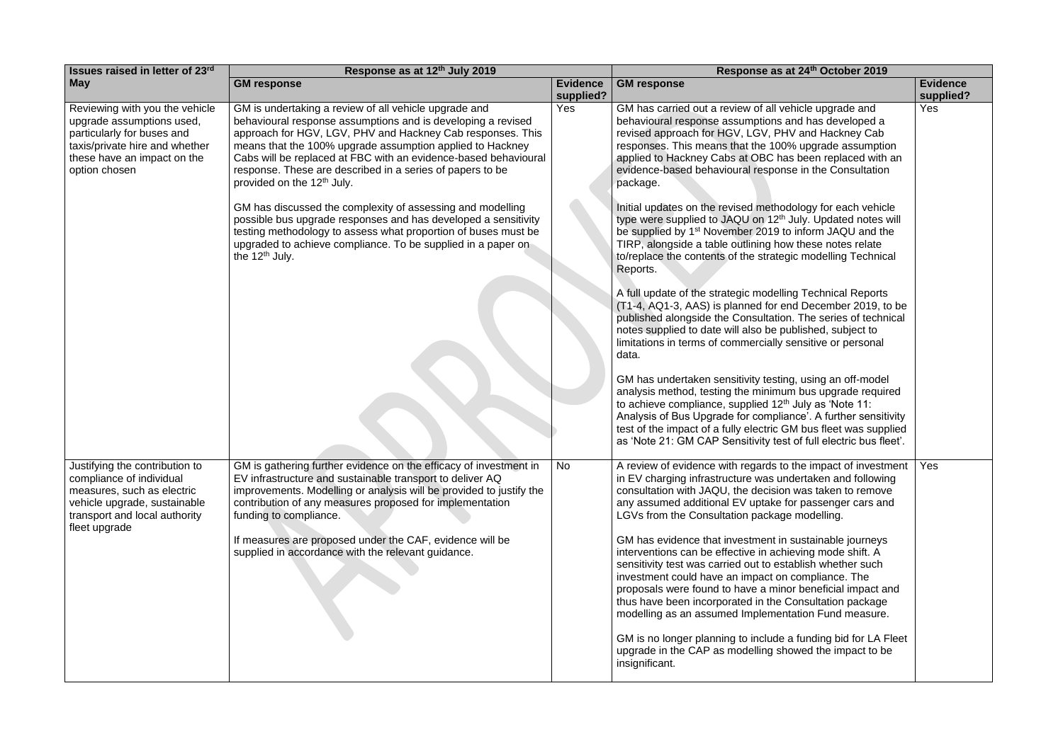| Issues raised in letter of 23rd May | Response as at 12th July 2019 | | Response as at 24th October 2019 | |
|---|---|---|---|---|
| | **GM response** | **Evidence supplied?** | **GM response** | **Evidence supplied?** |
| Reviewing with you the vehicle upgrade assumptions used, particularly for buses and taxis/private hire and whether these have an impact on the option chosen | GM is undertaking a review of all vehicle upgrade and behavioural response assumptions and is developing a revised approach for HGV, LGV, PHV and Hackney Cab responses. This means that the 100% upgrade assumption applied to Hackney Cabs will be replaced at FBC with an evidence-based behavioural response. These are described in a series of papers to be provided on the 12th July.<br><br>GM has discussed the complexity of assessing and modelling possible bus upgrade responses and has developed a sensitivity testing methodology to assess what proportion of buses must be upgraded to achieve compliance. To be supplied in a paper on the 12th July. | Yes | GM has carried out a review of all vehicle upgrade and behavioural response assumptions and has developed a revised approach for HGV, LGV, PHV and Hackney Cab responses. This means that the 100% upgrade assumption applied to Hackney Cabs at OBC has been replaced with an evidence-based behavioural response in the Consultation package.<br><br>Initial updates on the revised methodology for each vehicle type were supplied to JAQU on 12th July. Updated notes will be supplied by 1st November 2019 to inform JAQU and the TIRP, alongside a table outlining how these notes relate to/replace the contents of the strategic modelling Technical Reports.<br><br>A full update of the strategic modelling Technical Reports (T1-4, AQ1-3, AAS) is planned for end December 2019, to be published alongside the Consultation. The series of technical notes supplied to date will also be published, subject to limitations in terms of commercially sensitive or personal data.<br><br>GM has undertaken sensitivity testing, using an off-model analysis method, testing the minimum bus upgrade required to achieve compliance, supplied 12th July as 'Note 11: Analysis of Bus Upgrade for compliance'. A further sensitivity test of the impact of a fully electric GM bus fleet was supplied as 'Note 21: GM CAP Sensitivity test of full electric bus fleet'. | Yes |
| Justifying the contribution to compliance of individual measures, such as electric vehicle upgrade, sustainable transport and local authority fleet upgrade | GM is gathering further evidence on the efficacy of investment in EV infrastructure and sustainable transport to deliver AQ improvements. Modelling or analysis will be provided to justify the contribution of any measures proposed for implementation funding to compliance.<br><br>If measures are proposed under the CAF, evidence will be supplied in accordance with the relevant guidance. | No | A review of evidence with regards to the impact of investment in EV charging infrastructure was undertaken and following consultation with JAQU, the decision was taken to remove any assumed additional EV uptake for passenger cars and LGVs from the Consultation package modelling.<br><br>GM has evidence that investment in sustainable journeys interventions can be effective in achieving mode shift. A sensitivity test was carried out to establish whether such investment could have an impact on compliance. The proposals were found to have a minor beneficial impact and thus have been incorporated in the Consultation package modelling as an assumed Implementation Fund measure.<br><br>GM is no longer planning to include a funding bid for LA Fleet upgrade in the CAP as modelling showed the impact to be insignificant. | Yes |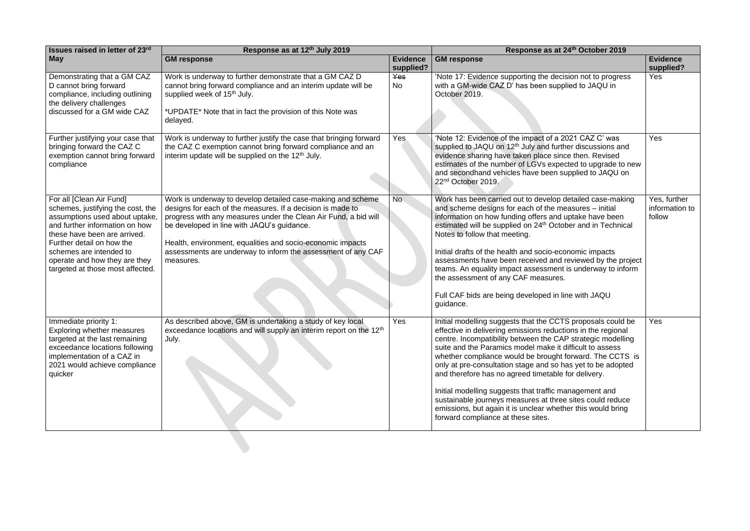| Issues raised in letter of 23rd May | Response as at 12th July 2019 | | Response as at 24th October 2019 | |
|---|---|---|---|---|
| | **GM response** | **Evidence supplied?** | **GM response** | **Evidence supplied?** |
| Demonstrating that a GM CAZ D cannot bring forward compliance, including outlining the delivery challenges discussed for a GM wide CAZ | Work is underway to further demonstrate that a GM CAZ D cannot bring forward compliance and an interim update will be supplied week of 15th July.<br><br>*UPDATE* Note that in fact the provision of this Note was delayed. | ~~Yes~~ No | 'Note 17: Evidence supporting the decision not to progress with a GM-wide CAZ D' has been supplied to JAQU in October 2019. | Yes |
| Further justifying your case that bringing forward the CAZ C exemption cannot bring forward compliance | Work is underway to further justify the case that bringing forward the CAZ C exemption cannot bring forward compliance and an interim update will be supplied on the 12th July. | Yes | 'Note 12: Evidence of the impact of a 2021 CAZ C' was supplied to JAQU on 12th July and further discussions and evidence sharing have taken place since then. Revised estimates of the number of LGVs expected to upgrade to new and secondhand vehicles have been supplied to JAQU on 22nd October 2019. | Yes |
| For all [Clean Air Fund] schemes, justifying the cost, the assumptions used about uptake, and further information on how these have been are arrived. Further detail on how the schemes are intended to operate and how they are they targeted at those most affected. | Work is underway to develop detailed case-making and scheme designs for each of the measures. If a decision is made to progress with any measures under the Clean Air Fund, a bid will be developed in line with JAQU's guidance.<br><br>Health, environment, equalities and socio-economic impacts assessments are underway to inform the assessment of any CAF measures. | No | Work has been carried out to develop detailed case-making and scheme designs for each of the measures – initial information on how funding offers and uptake have been estimated will be supplied on 24th October and in Technical Notes to follow that meeting.<br><br>Initial drafts of the health and socio-economic impacts assessments have been received and reviewed by the project teams. An equality impact assessment is underway to inform the assessment of any CAF measures.<br><br>Full CAF bids are being developed in line with JAQU guidance. | Yes, further information to follow |
| Immediate priority 1: Exploring whether measures targeted at the last remaining exceedance locations following implementation of a CAZ in 2021 would achieve compliance quicker | As described above, GM is undertaking a study of key local exceedance locations and will supply an interim report on the 12th July. | Yes | Initial modelling suggests that the CCTS proposals could be effective in delivering emissions reductions in the regional centre. Incompatibility between the CAP strategic modelling suite and the Paramics model make it difficult to assess whether compliance would be brought forward. The CCTS is only at pre-consultation stage and so has yet to be adopted and therefore has no agreed timetable for delivery.<br><br>Initial modelling suggests that traffic management and sustainable journeys measures at three sites could reduce emissions, but again it is unclear whether this would bring forward compliance at these sites. | Yes |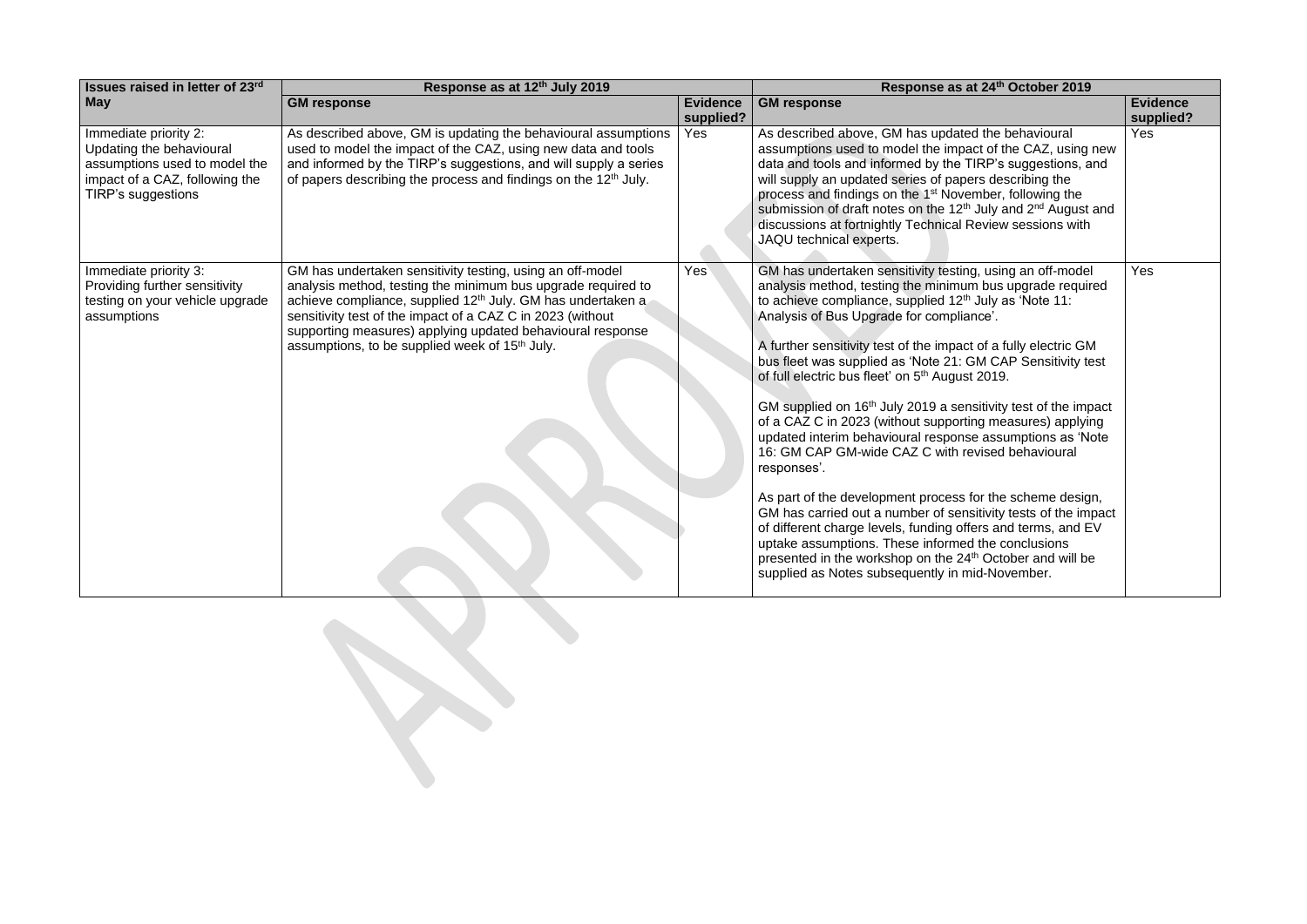| Issues raised in letter of 23rd May | Response as at 12th July 2019 | | Response as at 24th October 2019 | |
|---|---|---|---|---|
| | **GM response** | **Evidence supplied?** | **GM response** | **Evidence supplied?** |
| Immediate priority 2: Updating the behavioural assumptions used to model the impact of a CAZ, following the TIRP's suggestions | As described above, GM is updating the behavioural assumptions used to model the impact of the CAZ, using new data and tools and informed by the TIRP's suggestions, and will supply a series of papers describing the process and findings on the 12th July. | Yes | As described above, GM has updated the behavioural assumptions used to model the impact of the CAZ, using new data and tools and informed by the TIRP's suggestions, and will supply an updated series of papers describing the process and findings on the 1st November, following the submission of draft notes on the 12th July and 2nd August and discussions at fortnightly Technical Review sessions with JAQU technical experts. | Yes |
| Immediate priority 3: Providing further sensitivity testing on your vehicle upgrade assumptions | GM has undertaken sensitivity testing, using an off-model analysis method, testing the minimum bus upgrade required to achieve compliance, supplied 12th July. GM has undertaken a sensitivity test of the impact of a CAZ C in 2023 (without supporting measures) applying updated behavioural response assumptions, to be supplied week of 15th July. | Yes | GM has undertaken sensitivity testing, using an off-model analysis method, testing the minimum bus upgrade required to achieve compliance, supplied 12th July as 'Note 11: Analysis of Bus Upgrade for compliance'.<br><br>A further sensitivity test of the impact of a fully electric GM bus fleet was supplied as 'Note 21: GM CAP Sensitivity test of full electric bus fleet' on 5th August 2019.<br><br>GM supplied on 16th July 2019 a sensitivity test of the impact of a CAZ C in 2023 (without supporting measures) applying updated interim behavioural response assumptions as 'Note 16: GM CAP GM-wide CAZ C with revised behavioural responses'.<br><br>As part of the development process for the scheme design, GM has carried out a number of sensitivity tests of the impact of different charge levels, funding offers and terms, and EV uptake assumptions. These informed the conclusions presented in the workshop on the 24th October and will be supplied as Notes subsequently in mid-November. | Yes |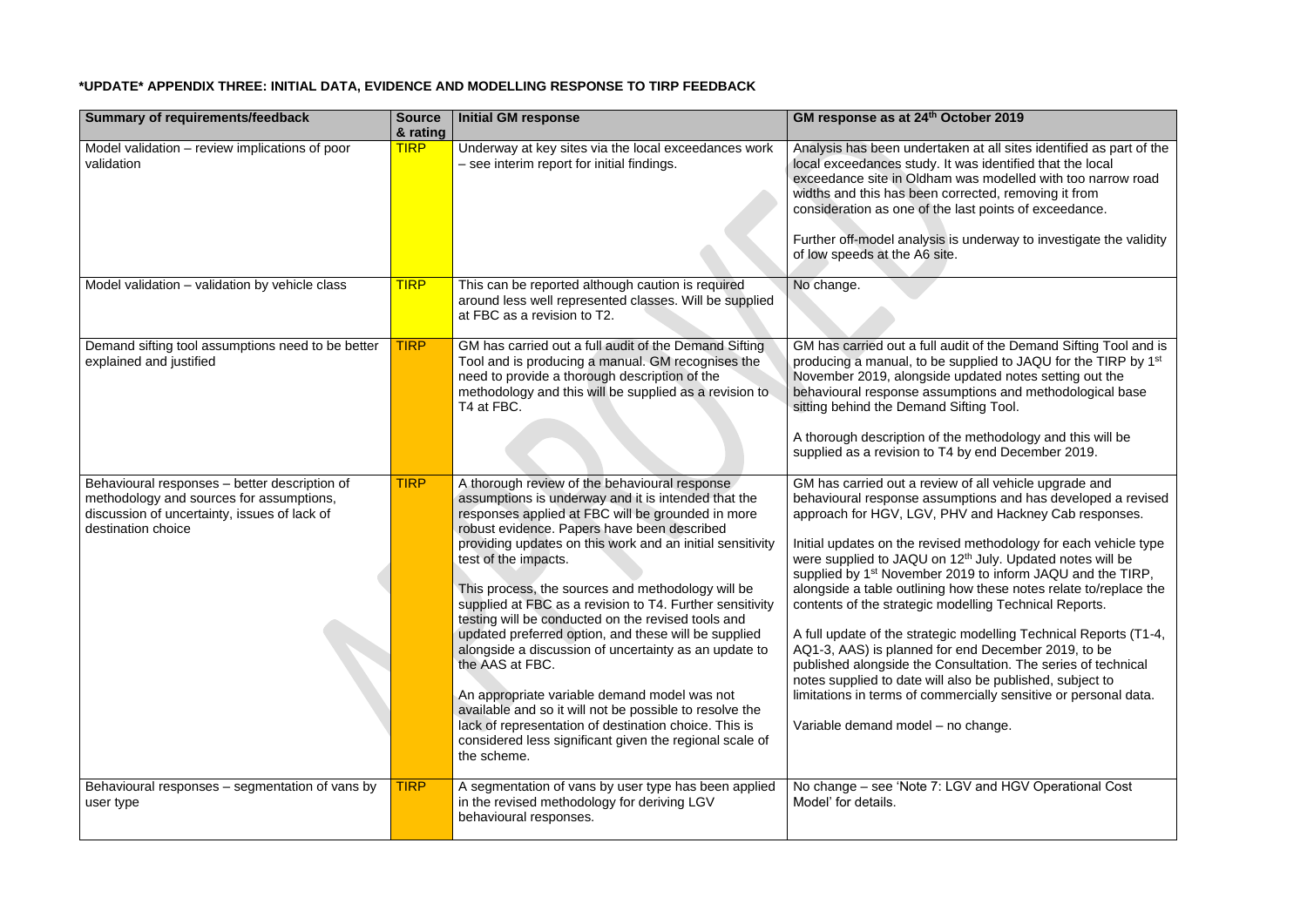**\*UPDATE\* APPENDIX THREE: INITIAL DATA, EVIDENCE AND MODELLING RESPONSE TO TIRP FEEDBACK**

| Summary of requirements/feedback | Source & rating | Initial GM response | GM response as at 24th October 2019 |
|---|---|---|---|
| Model validation – review implications of poor validation | TIRP | Underway at key sites via the local exceedances work – see interim report for initial findings. | Analysis has been undertaken at all sites identified as part of the local exceedances study. It was identified that the local exceedance site in Oldham was modelled with too narrow road widths and this has been corrected, removing it from consideration as one of the last points of exceedance.<br><br>Further off-model analysis is underway to investigate the validity of low speeds at the A6 site. |
| Model validation – validation by vehicle class | TIRP | This can be reported although caution is required around less well represented classes. Will be supplied at FBC as a revision to T2. | No change. |
| Demand sifting tool assumptions need to be better explained and justified | TIRP | GM has carried out a full audit of the Demand Sifting Tool and is producing a manual. GM recognises the need to provide a thorough description of the methodology and this will be supplied as a revision to T4 at FBC. | GM has carried out a full audit of the Demand Sifting Tool and is producing a manual, to be supplied to JAQU for the TIRP by 1st November 2019, alongside updated notes setting out the behavioural response assumptions and methodological base sitting behind the Demand Sifting Tool.<br><br>A thorough description of the methodology and this will be supplied as a revision to T4 by end December 2019. |
| Behavioural responses – better description of methodology and sources for assumptions, discussion of uncertainty, issues of lack of destination choice | TIRP | A thorough review of the behavioural response assumptions is underway and it is intended that the responses applied at FBC will be grounded in more robust evidence. Papers have been described providing updates on this work and an initial sensitivity test of the impacts.<br><br>This process, the sources and methodology will be supplied at FBC as a revision to T4. Further sensitivity testing will be conducted on the revised tools and updated preferred option, and these will be supplied alongside a discussion of uncertainty as an update to the AAS at FBC.<br><br>An appropriate variable demand model was not available and so it will not be possible to resolve the lack of representation of destination choice. This is considered less significant given the regional scale of the scheme. | GM has carried out a review of all vehicle upgrade and behavioural response assumptions and has developed a revised approach for HGV, LGV, PHV and Hackney Cab responses.<br><br>Initial updates on the revised methodology for each vehicle type were supplied to JAQU on 12th July. Updated notes will be supplied by 1st November 2019 to inform JAQU and the TIRP, alongside a table outlining how these notes relate to/replace the contents of the strategic modelling Technical Reports.<br><br>A full update of the strategic modelling Technical Reports (T1-4, AQ1-3, AAS) is planned for end December 2019, to be published alongside the Consultation. The series of technical notes supplied to date will also be published, subject to limitations in terms of commercially sensitive or personal data.<br><br>Variable demand model – no change. |
| Behavioural responses – segmentation of vans by user type | TIRP | A segmentation of vans by user type has been applied in the revised methodology for deriving LGV behavioural responses. | No change – see 'Note 7: LGV and HGV Operational Cost Model' for details. |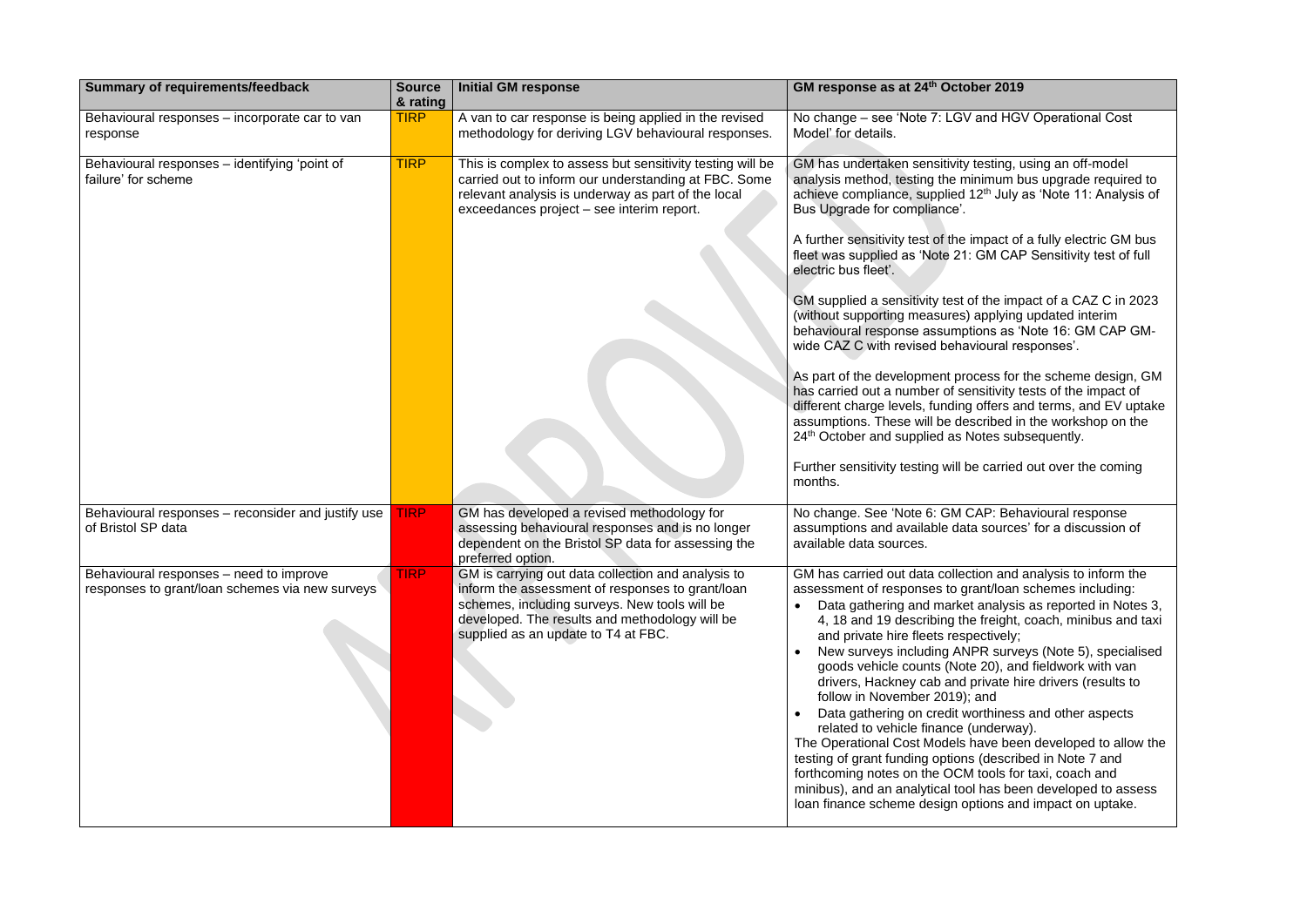| Summary of requirements/feedback | Source & rating | Initial GM response | GM response as at 24th October 2019 |
|---|---|---|---|
| Behavioural responses – incorporate car to van response | TIRP | A van to car response is being applied in the revised methodology for deriving LGV behavioural responses. | No change – see 'Note 7: LGV and HGV Operational Cost Model' for details. |
| Behavioural responses – identifying 'point of failure' for scheme | TIRP | This is complex to assess but sensitivity testing will be carried out to inform our understanding at FBC. Some relevant analysis is underway as part of the local exceedances project – see interim report. | GM has undertaken sensitivity testing, using an off-model analysis method, testing the minimum bus upgrade required to achieve compliance, supplied 12th July as 'Note 11: Analysis of Bus Upgrade for compliance'.<br><br>A further sensitivity test of the impact of a fully electric GM bus fleet was supplied as 'Note 21: GM CAP Sensitivity test of full electric bus fleet'.<br><br>GM supplied a sensitivity test of the impact of a CAZ C in 2023 (without supporting measures) applying updated interim behavioural response assumptions as 'Note 16: GM CAP GM-wide CAZ C with revised behavioural responses'.<br><br>As part of the development process for the scheme design, GM has carried out a number of sensitivity tests of the impact of different charge levels, funding offers and terms, and EV uptake assumptions. These will be described in the workshop on the 24th October and supplied as Notes subsequently.<br><br>Further sensitivity testing will be carried out over the coming months. |
| Behavioural responses – reconsider and justify use of Bristol SP data | TIRP | GM has developed a revised methodology for assessing behavioural responses and is no longer dependent on the Bristol SP data for assessing the preferred option. | No change. See 'Note 6: GM CAP: Behavioural response assumptions and available data sources' for a discussion of available data sources. |
| Behavioural responses – need to improve responses to grant/loan schemes via new surveys | TIRP | GM is carrying out data collection and analysis to inform the assessment of responses to grant/loan schemes, including surveys. New tools will be developed. The results and methodology will be supplied as an update to T4 at FBC. | GM has carried out data collection and analysis to inform the assessment of responses to grant/loan schemes including:<br>• Data gathering and market analysis as reported in Notes 3, 4, 18 and 19 describing the freight, coach, minibus and taxi and private hire fleets respectively;<br>• New surveys including ANPR surveys (Note 5), specialised goods vehicle counts (Note 20), and fieldwork with van drivers, Hackney cab and private hire drivers (results to follow in November 2019); and<br>• Data gathering on credit worthiness and other aspects related to vehicle finance (underway).<br>The Operational Cost Models have been developed to allow the testing of grant funding options (described in Note 7 and forthcoming notes on the OCM tools for taxi, coach and minibus), and an analytical tool has been developed to assess loan finance scheme design options and impact on uptake. |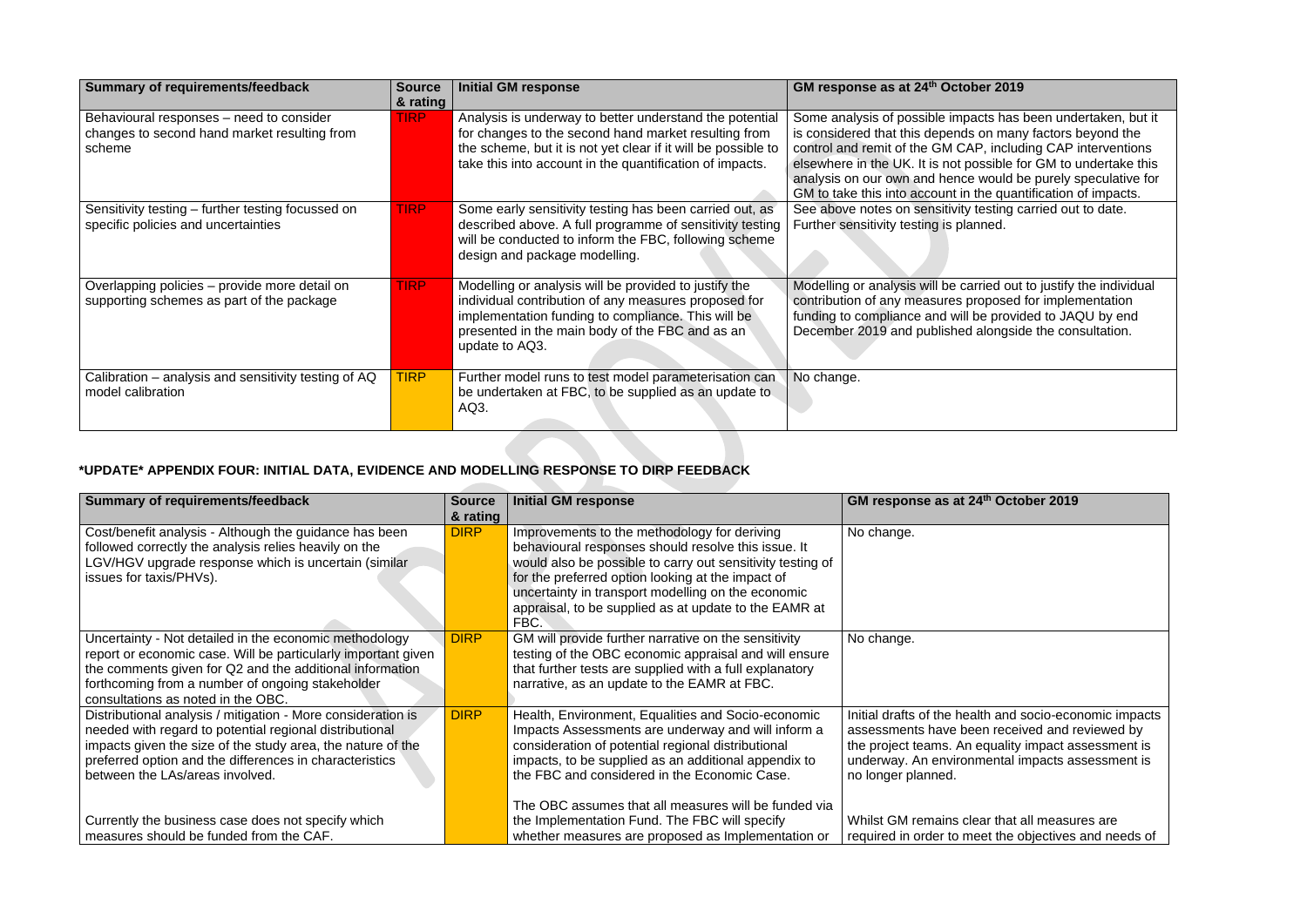| Summary of requirements/feedback | Source & rating | Initial GM response | GM response as at 24th October 2019 |
|---|---|---|---|
| Behavioural responses – need to consider changes to second hand market resulting from scheme | TIRP | Analysis is underway to better understand the potential for changes to the second hand market resulting from the scheme, but it is not yet clear if it will be possible to take this into account in the quantification of impacts. | Some analysis of possible impacts has been undertaken, but it is considered that this depends on many factors beyond the control and remit of the GM CAP, including CAP interventions elsewhere in the UK. It is not possible for GM to undertake this analysis on our own and hence would be purely speculative for GM to take this into account in the quantification of impacts. |
| Sensitivity testing – further testing focussed on specific policies and uncertainties | TIRP | Some early sensitivity testing has been carried out, as described above. A full programme of sensitivity testing will be conducted to inform the FBC, following scheme design and package modelling. | See above notes on sensitivity testing carried out to date. Further sensitivity testing is planned. |
| Overlapping policies – provide more detail on supporting schemes as part of the package | TIRP | Modelling or analysis will be provided to justify the individual contribution of any measures proposed for implementation funding to compliance. This will be presented in the main body of the FBC and as an update to AQ3. | Modelling or analysis will be carried out to justify the individual contribution of any measures proposed for implementation funding to compliance and will be provided to JAQU by end December 2019 and published alongside the consultation. |
| Calibration – analysis and sensitivity testing of AQ model calibration | TIRP | Further model runs to test model parameterisation can be undertaken at FBC, to be supplied as an update to AQ3. | No change. |

## *UPDATE* APPENDIX FOUR: INITIAL DATA, EVIDENCE AND MODELLING RESPONSE TO DIRP FEEDBACK

| Summary of requirements/feedback | Source & rating | Initial GM response | GM response as at 24th October 2019 |
|---|---|---|---|
| Cost/benefit analysis - Although the guidance has been followed correctly the analysis relies heavily on the LGV/HGV upgrade response which is uncertain (similar issues for taxis/PHVs). | DIRP | Improvements to the methodology for deriving behavioural responses should resolve this issue. It would also be possible to carry out sensitivity testing of for the preferred option looking at the impact of uncertainty in transport modelling on the economic appraisal, to be supplied as at update to the EAMR at FBC. | No change. |
| Uncertainty - Not detailed in the economic methodology report or economic case. Will be particularly important given the comments given for Q2 and the additional information forthcoming from a number of ongoing stakeholder consultations as noted in the OBC. | DIRP | GM will provide further narrative on the sensitivity testing of the OBC economic appraisal and will ensure that further tests are supplied with a full explanatory narrative, as an update to the EAMR at FBC. | No change. |
| Distributional analysis / mitigation - More consideration is needed with regard to potential regional distributional impacts given the size of the study area, the nature of the preferred option and the differences in characteristics between the LAs/areas involved.<br><br>Currently the business case does not specify which measures should be funded from the CAF. | DIRP | Health, Environment, Equalities and Socio-economic Impacts Assessments are underway and will inform a consideration of potential regional distributional impacts, to be supplied as an additional appendix to the FBC and considered in the Economic Case.<br><br>The OBC assumes that all measures will be funded via the Implementation Fund. The FBC will specify whether measures are proposed as Implementation or | Initial drafts of the health and socio-economic impacts assessments have been received and reviewed by the project teams. An equality impact assessment is underway. An environmental impacts assessment is no longer planned.<br><br>Whilst GM remains clear that all measures are required in order to meet the objectives and needs of |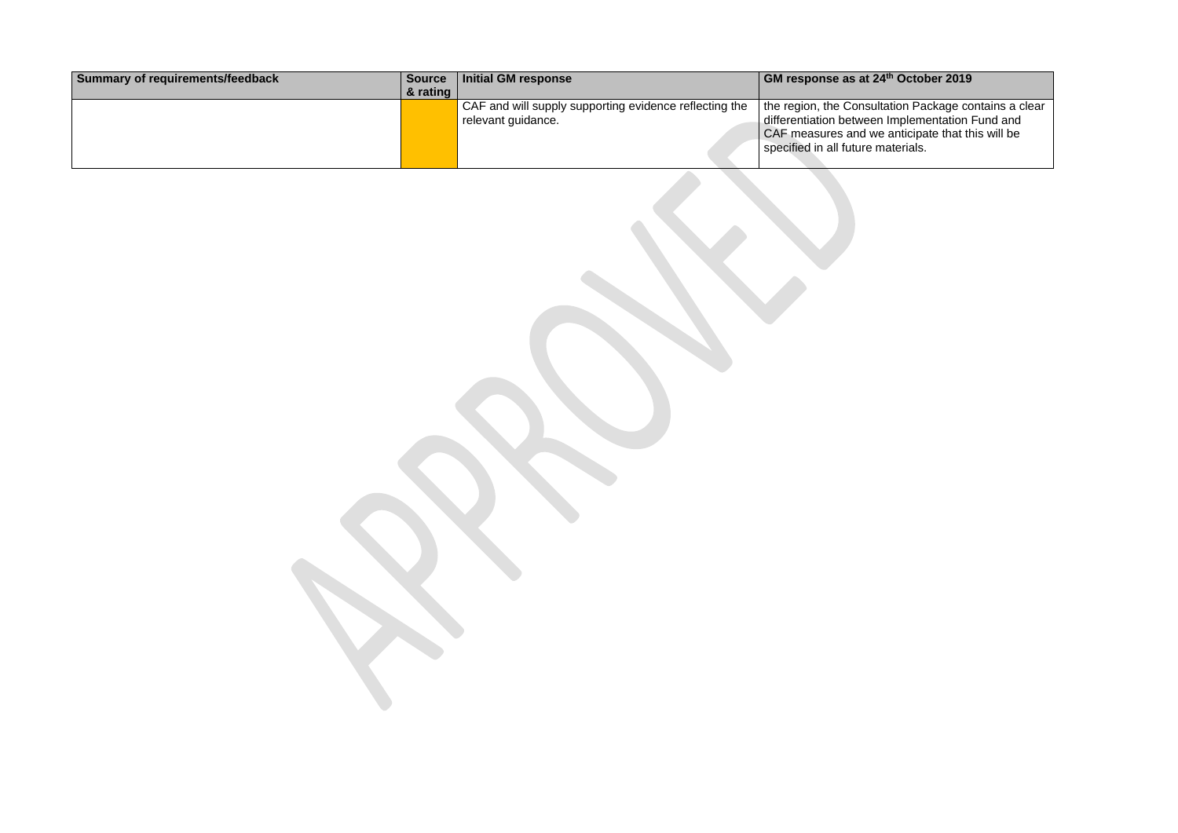| Summary of requirements/feedback | Source & rating | Initial GM response | GM response as at 24th October 2019 |
|---|---|---|---|
| | | CAF and will supply supporting evidence reflecting the relevant guidance. | the region, the Consultation Package contains a clear differentiation between Implementation Fund and CAF measures and we anticipate that this will be specified in all future materials. |